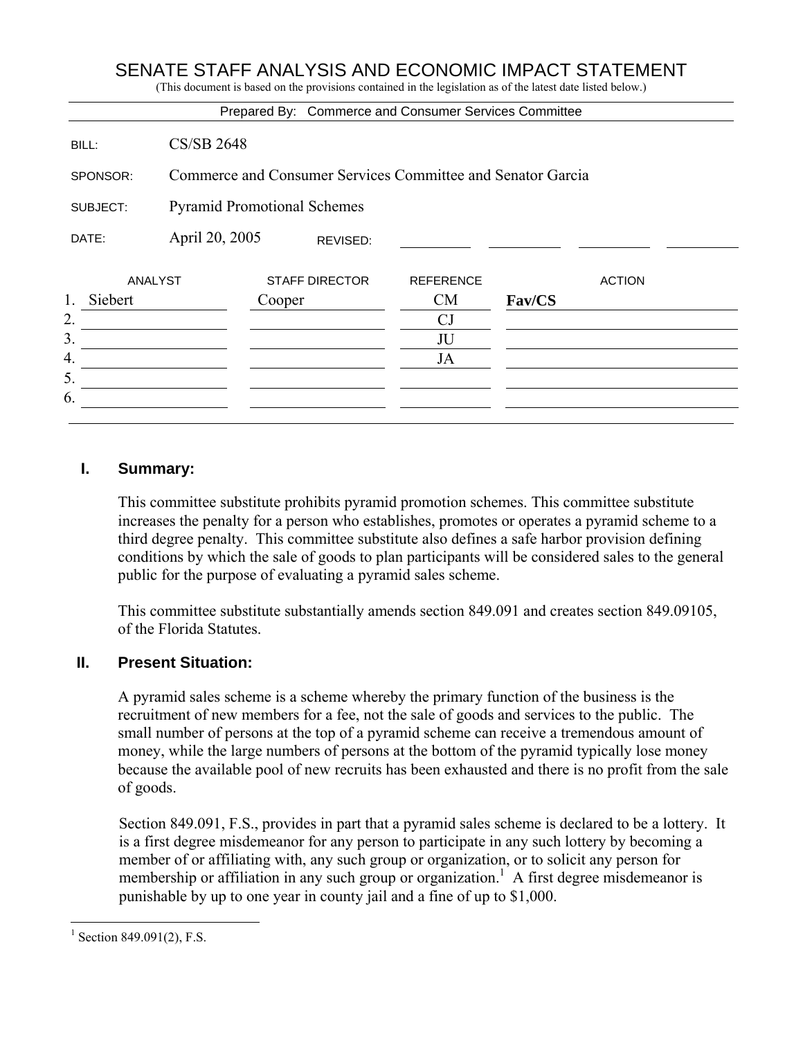# SENATE STAFF ANALYSIS AND ECONOMIC IMPACT STATEMENT

(This document is based on the provisions contained in the legislation as of the latest date listed below.)

Prepared By: Commerce and Consumer Services Committee

| | |
|---|---|
| BILL: | CS/SB 2648 |
| SPONSOR: | Commerce and Consumer Services Committee and Senator Garcia |
| SUBJECT: | Pyramid Promotional Schemes |
| DATE: | April 20, 2005 REVISED: |

| | ANALYST | STAFF DIRECTOR | REFERENCE | ACTION |
|---|---|---|---|---|
| 1. | Siebert | Cooper | CM | **Fav/CS** |
| 2. | | | CJ | |
| 3. | | | JU | |
| 4. | | | JA | |
| 5. | | | | |
| 6. | | | | |

## I. Summary:

This committee substitute prohibits pyramid promotion schemes. This committee substitute increases the penalty for a person who establishes, promotes or operates a pyramid scheme to a third degree penalty. This committee substitute also defines a safe harbor provision defining conditions by which the sale of goods to plan participants will be considered sales to the general public for the purpose of evaluating a pyramid sales scheme.

This committee substitute substantially amends section 849.091 and creates section 849.09105, of the Florida Statutes.

## II. Present Situation:

A pyramid sales scheme is a scheme whereby the primary function of the business is the recruitment of new members for a fee, not the sale of goods and services to the public. The small number of persons at the top of a pyramid scheme can receive a tremendous amount of money, while the large numbers of persons at the bottom of the pyramid typically lose money because the available pool of new recruits has been exhausted and there is no profit from the sale of goods.

Section 849.091, F.S., provides in part that a pyramid sales scheme is declared to be a lottery. It is a first degree misdemeanor for any person to participate in any such lottery by becoming a member of or affiliating with, any such group or organization, or to solicit any person for membership or affiliation in any such group or organization.[1] A first degree misdemeanor is punishable by up to one year in county jail and a fine of up to $1,000.

---

[1] Section 849.091(2), F.S.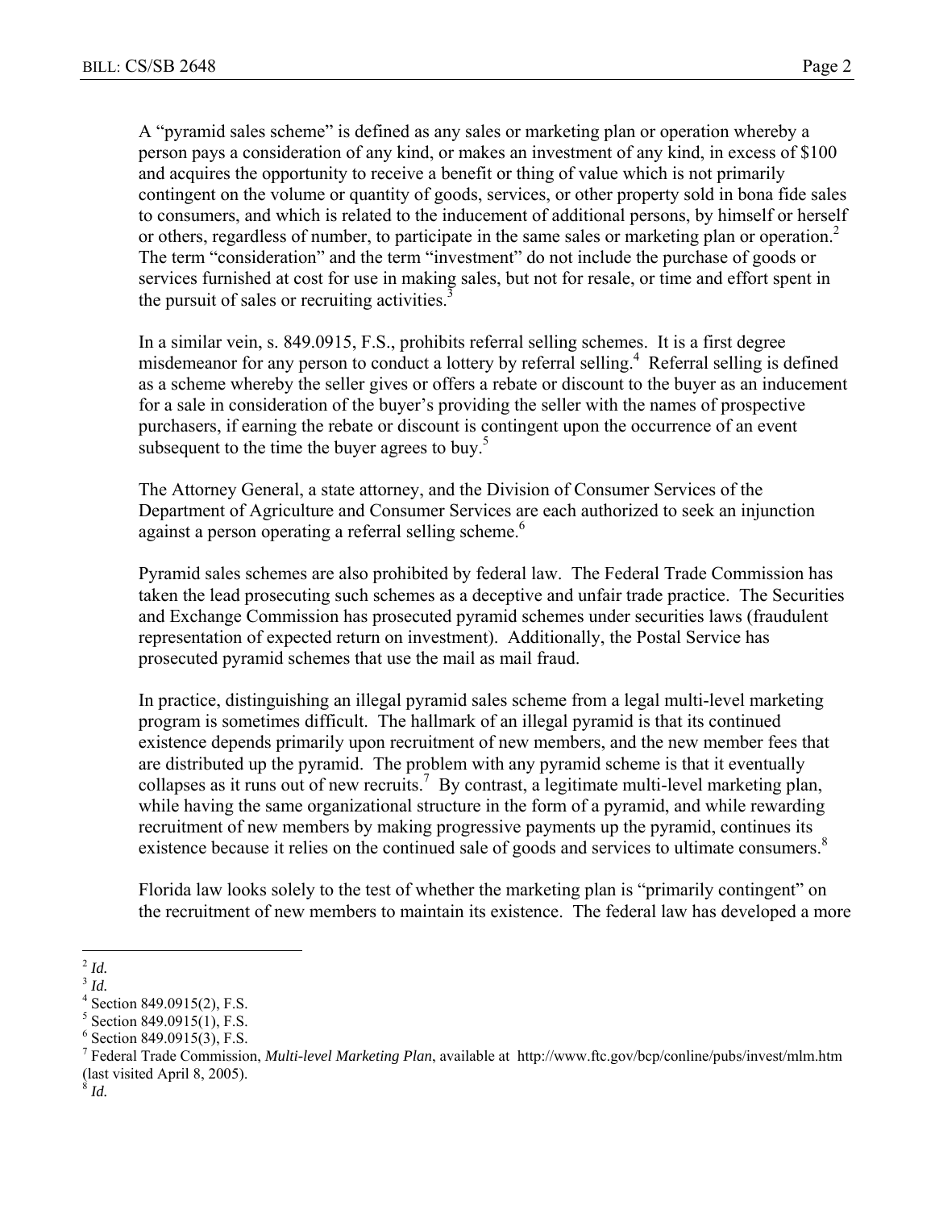A "pyramid sales scheme" is defined as any sales or marketing plan or operation whereby a person pays a consideration of any kind, or makes an investment of any kind, in excess of $100 and acquires the opportunity to receive a benefit or thing of value which is not primarily contingent on the volume or quantity of goods, services, or other property sold in bona fide sales to consumers, and which is related to the inducement of additional persons, by himself or herself or others, regardless of number, to participate in the same sales or marketing plan or operation.[2] The term "consideration" and the term "investment" do not include the purchase of goods or services furnished at cost for use in making sales, but not for resale, or time and effort spent in the pursuit of sales or recruiting activities.[3]

In a similar vein, s. 849.0915, F.S., prohibits referral selling schemes. It is a first degree misdemeanor for any person to conduct a lottery by referral selling.[4] Referral selling is defined as a scheme whereby the seller gives or offers a rebate or discount to the buyer as an inducement for a sale in consideration of the buyer's providing the seller with the names of prospective purchasers, if earning the rebate or discount is contingent upon the occurrence of an event subsequent to the time the buyer agrees to buy.[5]

The Attorney General, a state attorney, and the Division of Consumer Services of the Department of Agriculture and Consumer Services are each authorized to seek an injunction against a person operating a referral selling scheme.[6]

Pyramid sales schemes are also prohibited by federal law. The Federal Trade Commission has taken the lead prosecuting such schemes as a deceptive and unfair trade practice. The Securities and Exchange Commission has prosecuted pyramid schemes under securities laws (fraudulent representation of expected return on investment). Additionally, the Postal Service has prosecuted pyramid schemes that use the mail as mail fraud.

In practice, distinguishing an illegal pyramid sales scheme from a legal multi-level marketing program is sometimes difficult. The hallmark of an illegal pyramid is that its continued existence depends primarily upon recruitment of new members, and the new member fees that are distributed up the pyramid. The problem with any pyramid scheme is that it eventually collapses as it runs out of new recruits.[7] By contrast, a legitimate multi-level marketing plan, while having the same organizational structure in the form of a pyramid, and while rewarding recruitment of new members by making progressive payments up the pyramid, continues its existence because it relies on the continued sale of goods and services to ultimate consumers.[8]

Florida law looks solely to the test of whether the marketing plan is "primarily contingent" on the recruitment of new members to maintain its existence. The federal law has developed a more

---

[2] *Id.*

[3] *Id.*

[4] Section 849.0915(2), F.S.

[5] Section 849.0915(1), F.S.

[6] Section 849.0915(3), F.S.

[7] Federal Trade Commission, *Multi-level Marketing Plan*, available at http://www.ftc.gov/bcp/conline/pubs/invest/mlm.htm (last visited April 8, 2005).

[8] *Id.*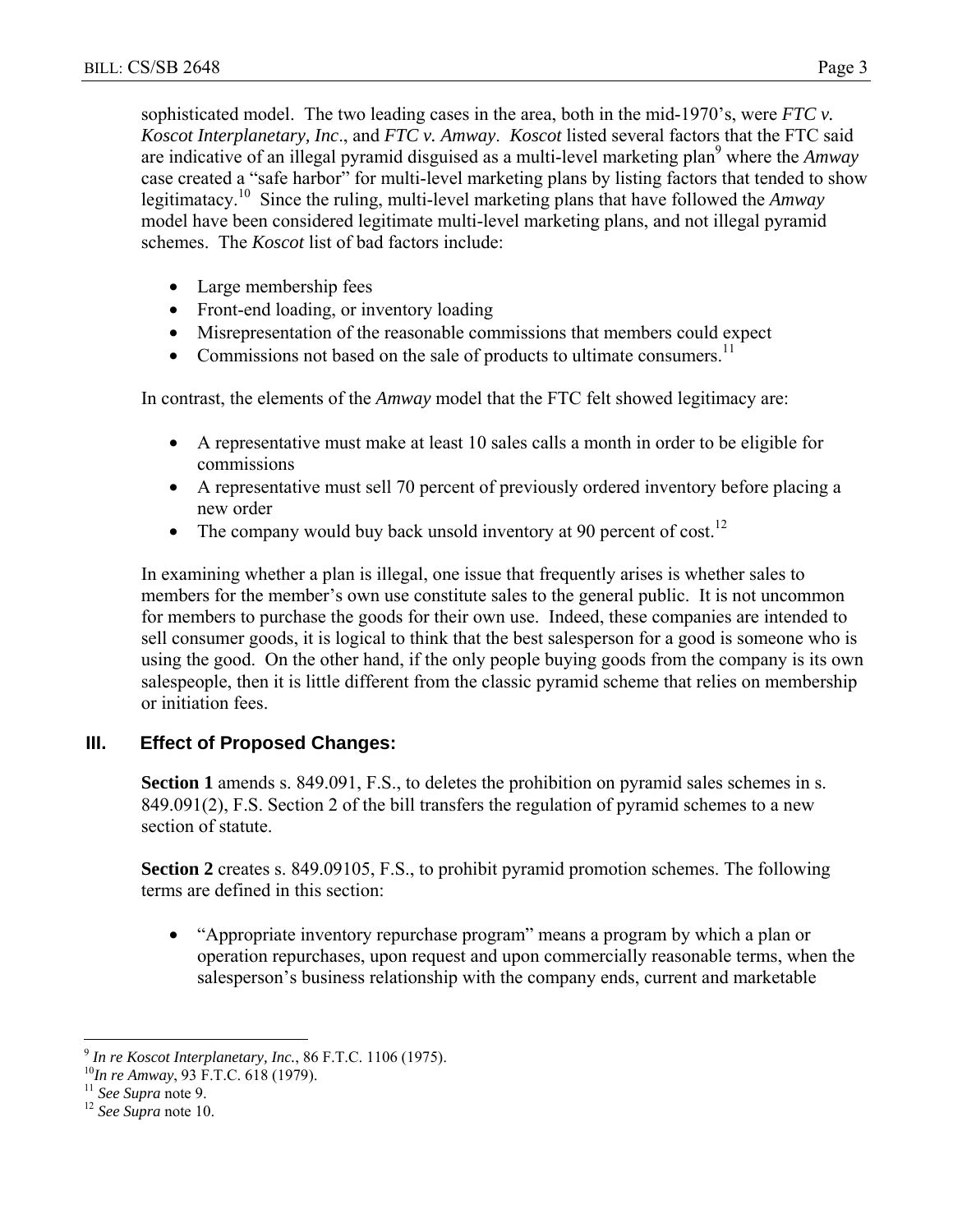sophisticated model. The two leading cases in the area, both in the mid-1970's, were ***FTC v. Koscot Interplanetary, Inc***., and ***FTC v. Amway***. ***Koscot*** listed several factors that the FTC said are indicative of an illegal pyramid disguised as a multi-level marketing plan[9] where the *Amway* case created a "safe harbor" for multi-level marketing plans by listing factors that tended to show legitimatacy.[10] Since the ruling, multi-level marketing plans that have followed the *Amway* model have been considered legitimate multi-level marketing plans, and not illegal pyramid schemes. The *Koscot* list of bad factors include:

- Large membership fees
- Front-end loading, or inventory loading
- Misrepresentation of the reasonable commissions that members could expect
- Commissions not based on the sale of products to ultimate consumers.[11]

In contrast, the elements of the *Amway* model that the FTC felt showed legitimacy are:

- A representative must make at least 10 sales calls a month in order to be eligible for commissions
- A representative must sell 70 percent of previously ordered inventory before placing a new order
- The company would buy back unsold inventory at 90 percent of cost.[12]

In examining whether a plan is illegal, one issue that frequently arises is whether sales to members for the member's own use constitute sales to the general public. It is not uncommon for members to purchase the goods for their own use. Indeed, these companies are intended to sell consumer goods, it is logical to think that the best salesperson for a good is someone who is using the good. On the other hand, if the only people buying goods from the company is its own salespeople, then it is little different from the classic pyramid scheme that relies on membership or initiation fees.

## III. Effect of Proposed Changes:

**Section 1** amends s. 849.091, F.S., to deletes the prohibition on pyramid sales schemes in s. 849.091(2), F.S. Section 2 of the bill transfers the regulation of pyramid schemes to a new section of statute.

**Section 2** creates s. 849.09105, F.S., to prohibit pyramid promotion schemes. The following terms are defined in this section:

- "Appropriate inventory repurchase program" means a program by which a plan or operation repurchases, upon request and upon commercially reasonable terms, when the salesperson's business relationship with the company ends, current and marketable

---

[9] *In re Koscot Interplanetary, Inc.*, 86 F.T.C. 1106 (1975).

[10] *In re Amway*, 93 F.T.C. 618 (1979).

[11] *See Supra* note 9.

[12] *See Supra* note 10.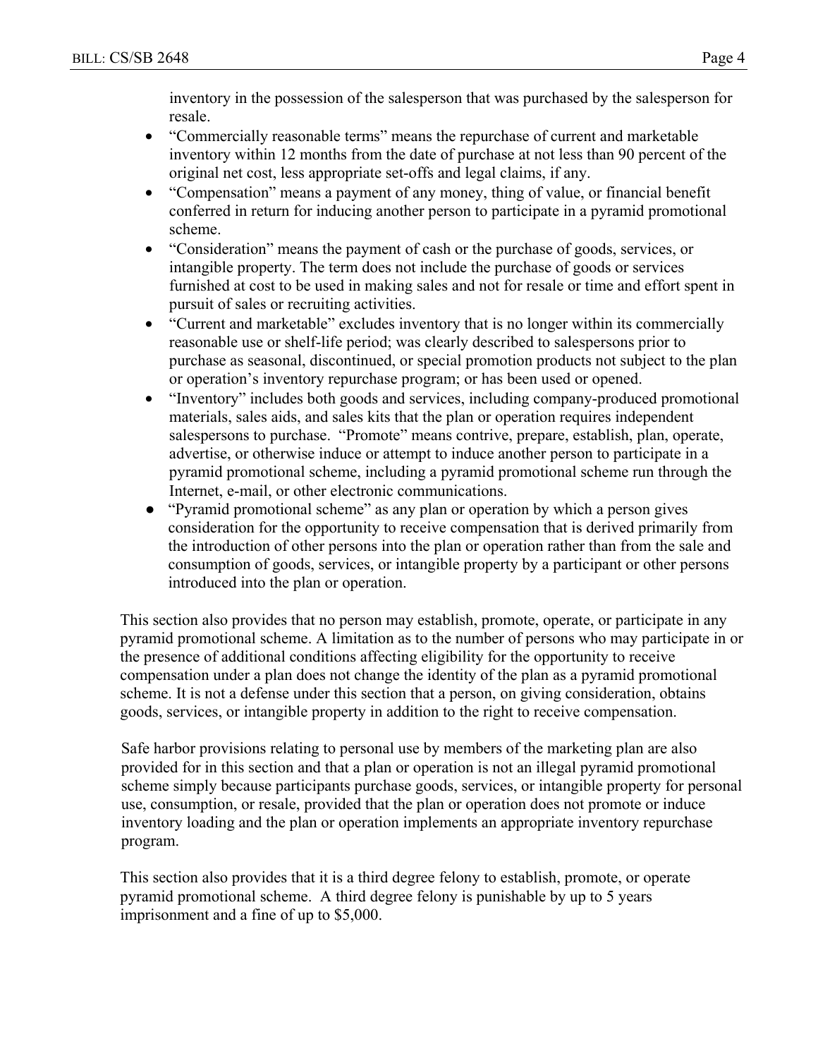inventory in the possession of the salesperson that was purchased by the salesperson for resale.

- "Commercially reasonable terms" means the repurchase of current and marketable inventory within 12 months from the date of purchase at not less than 90 percent of the original net cost, less appropriate set-offs and legal claims, if any.
- "Compensation" means a payment of any money, thing of value, or financial benefit conferred in return for inducing another person to participate in a pyramid promotional scheme.
- "Consideration" means the payment of cash or the purchase of goods, services, or intangible property. The term does not include the purchase of goods or services furnished at cost to be used in making sales and not for resale or time and effort spent in pursuit of sales or recruiting activities.
- "Current and marketable" excludes inventory that is no longer within its commercially reasonable use or shelf-life period; was clearly described to salespersons prior to purchase as seasonal, discontinued, or special promotion products not subject to the plan or operation's inventory repurchase program; or has been used or opened.
- "Inventory" includes both goods and services, including company-produced promotional materials, sales aids, and sales kits that the plan or operation requires independent salespersons to purchase. "Promote" means contrive, prepare, establish, plan, operate, advertise, or otherwise induce or attempt to induce another person to participate in a pyramid promotional scheme, including a pyramid promotional scheme run through the Internet, e-mail, or other electronic communications.
- "Pyramid promotional scheme" as any plan or operation by which a person gives consideration for the opportunity to receive compensation that is derived primarily from the introduction of other persons into the plan or operation rather than from the sale and consumption of goods, services, or intangible property by a participant or other persons introduced into the plan or operation.

This section also provides that no person may establish, promote, operate, or participate in any pyramid promotional scheme. A limitation as to the number of persons who may participate in or the presence of additional conditions affecting eligibility for the opportunity to receive compensation under a plan does not change the identity of the plan as a pyramid promotional scheme. It is not a defense under this section that a person, on giving consideration, obtains goods, services, or intangible property in addition to the right to receive compensation.

Safe harbor provisions relating to personal use by members of the marketing plan are also provided for in this section and that a plan or operation is not an illegal pyramid promotional scheme simply because participants purchase goods, services, or intangible property for personal use, consumption, or resale, provided that the plan or operation does not promote or induce inventory loading and the plan or operation implements an appropriate inventory repurchase program.

This section also provides that it is a third degree felony to establish, promote, or operate pyramid promotional scheme. A third degree felony is punishable by up to 5 years imprisonment and a fine of up to $5,000.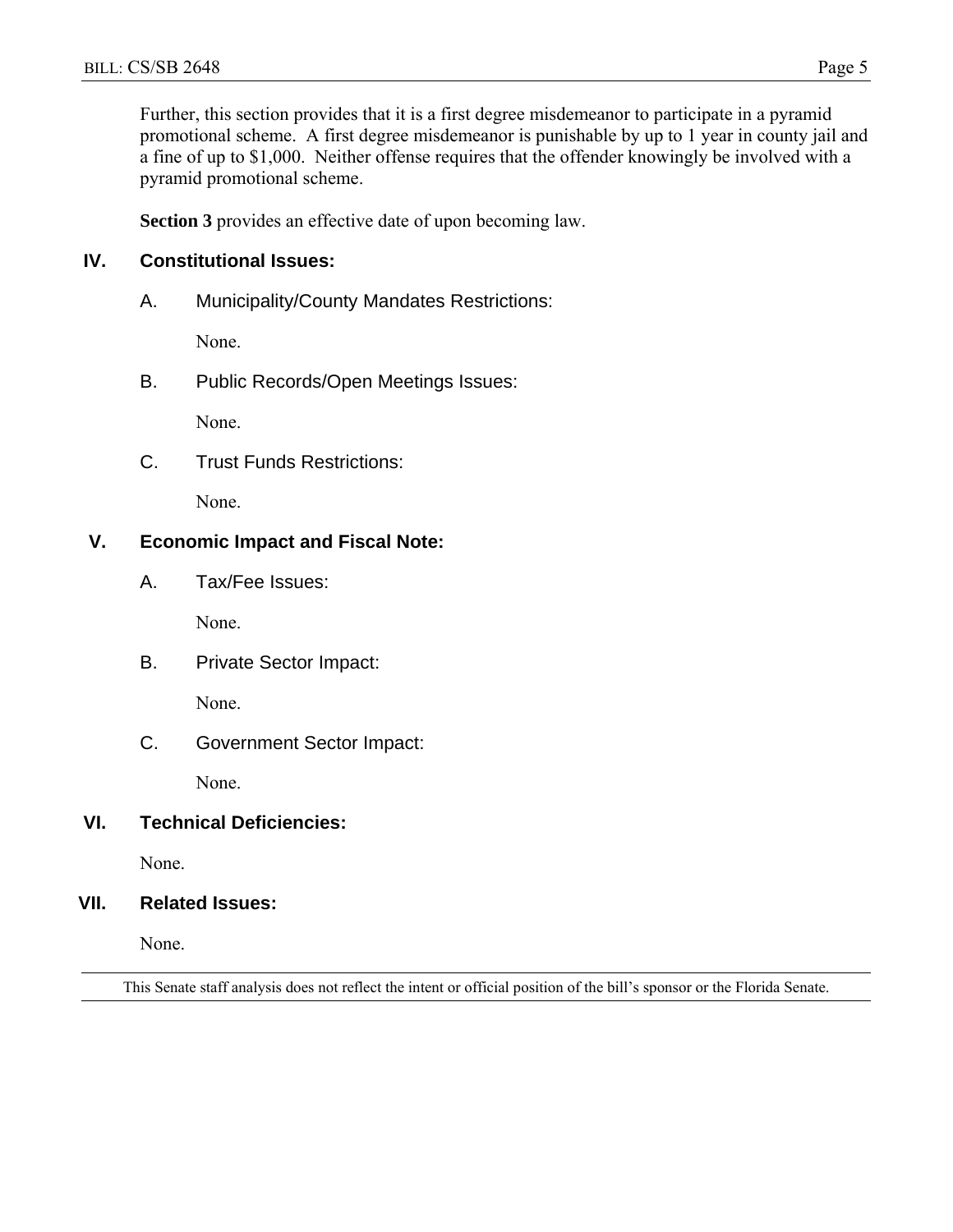Further, this section provides that it is a first degree misdemeanor to participate in a pyramid promotional scheme. A first degree misdemeanor is punishable by up to 1 year in county jail and a fine of up to $1,000. Neither offense requires that the offender knowingly be involved with a pyramid promotional scheme.

**Section 3** provides an effective date of upon becoming law.

## IV. Constitutional Issues:

### A. Municipality/County Mandates Restrictions:

None.

### B. Public Records/Open Meetings Issues:

None.

### C. Trust Funds Restrictions:

None.

## V. Economic Impact and Fiscal Note:

### A. Tax/Fee Issues:

None.

### B. Private Sector Impact:

None.

### C. Government Sector Impact:

None.

## VI. Technical Deficiencies:

None.

## VII. Related Issues:

None.

---

This Senate staff analysis does not reflect the intent or official position of the bill's sponsor or the Florida Senate.

---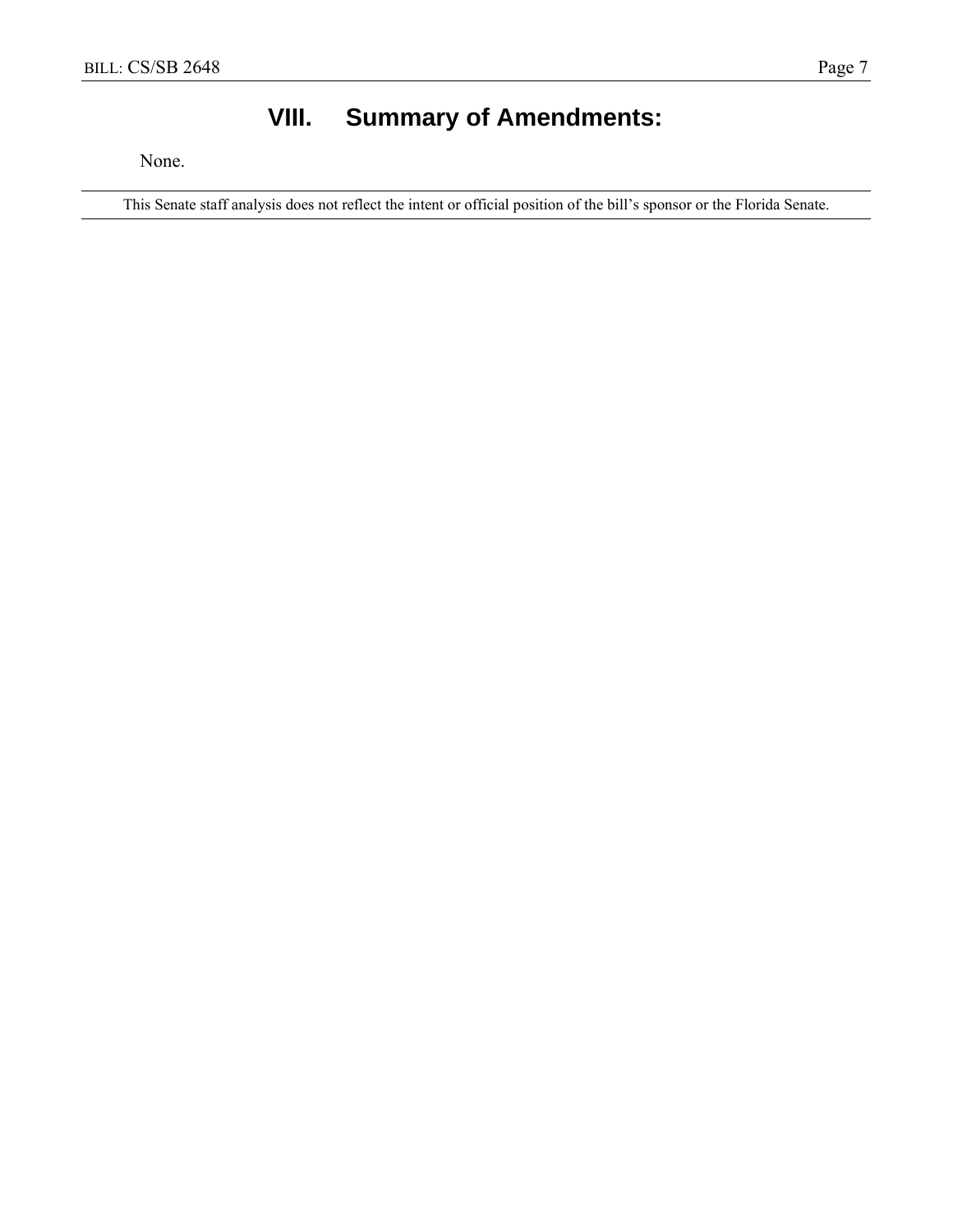## VIII. Summary of Amendments:

None.

This Senate staff analysis does not reflect the intent or official position of the bill's sponsor or the Florida Senate.